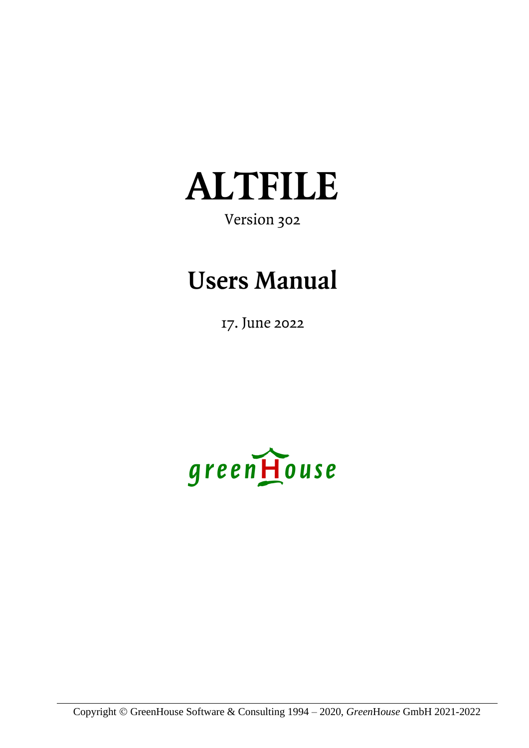# ALTFILE

Version 302

# Users Manual

17. June 2022

greenHouse

Copyright © GreenHouse Software & Consulting 1994 – 2020, *GreenHouse* GmbH 2021-2022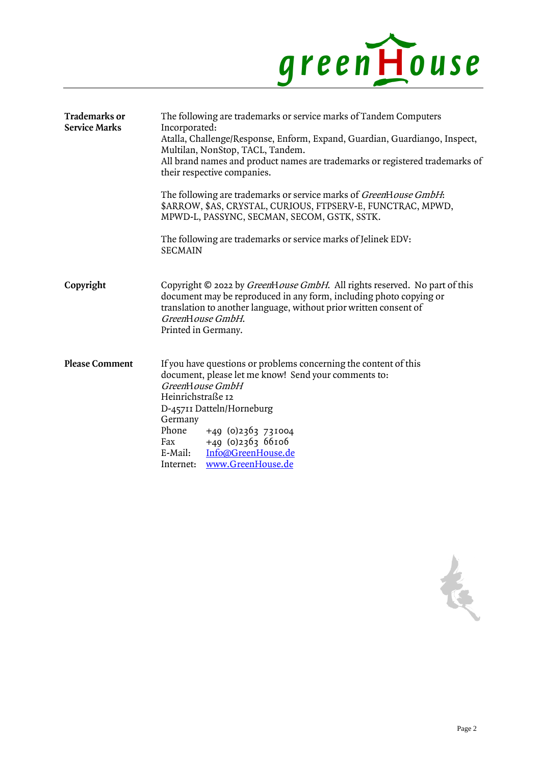**Trademarks or Service Marks**

The following are trademarks or service marks of Tandem Computers Incorporated:
Atalla, Challenge/Response, Enform, Expand, Guardian, Guardian90, Inspect, Multilan, NonStop, TACL, Tandem.
All brand names and product names are trademarks or registered trademarks of their respective companies.

The following are trademarks or service marks of *GreenHouse GmbH*:
$ARROW, $AS, CRYSTAL, CURIOUS, FTPSERV-E, FUNCTRAC, MPWD, MPWD-L, PASSYNC, SECMAN, SECOM, GSTK, SSTK.

The following are trademarks or service marks of Jelinek EDV:
SECMAIN

**Copyright**

Copyright © 2022 by *GreenHouse GmbH*. All rights reserved. No part of this document may be reproduced in any form, including photo copying or translation to another language, without prior written consent of *GreenHouse GmbH*.
Printed in Germany.

**Please Comment**

If you have questions or problems concerning the content of this document, please let me know! Send your comments to:
*GreenHouse GmbH*
Heinrichstraße 12
D-45711 Datteln/Horneburg
Germany

| | |
|---|---|
| Phone | +49 (0)2363 731004 |
| Fax | +49 (0)2363 66106 |
| E-Mail: | Info@GreenHouse.de |
| Internet: | www.GreenHouse.de |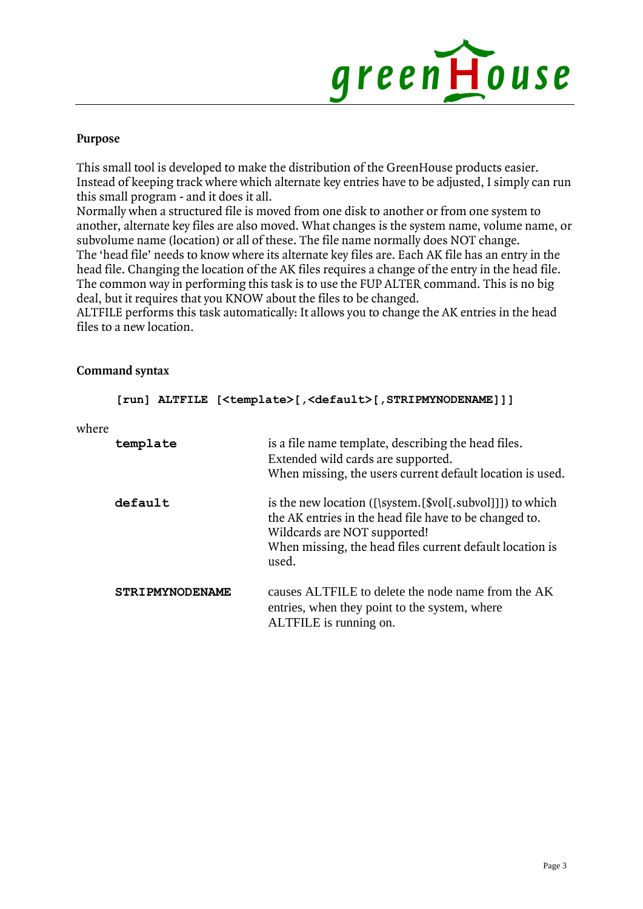## Purpose

This small tool is developed to make the distribution of the GreenHouse products easier. Instead of keeping track where which alternate key entries have to be adjusted, I simply can run this small program - and it does it all.
Normally when a structured file is moved from one disk to another or from one system to another, alternate key files are also moved. What changes is the system name, volume name, or subvolume name (location) or all of these. The file name normally does NOT change.
The 'head file' needs to know where its alternate key files are. Each AK file has an entry in the head file. Changing the location of the AK files requires a change of the entry in the head file. The common way in performing this task is to use the FUP ALTER command. This is no big deal, but it requires that you KNOW about the files to be changed.
ALTFILE performs this task automatically: It allows you to change the AK entries in the head files to a new location.

## Command syntax

```
[run] ALTFILE [<template>[,<default>[,STRIPMYNODENAME]]]
```

where

| | |
|---|---|
| **template** | is a file name template, describing the head files. Extended wild cards are supported. When missing, the users current default location is used. |
| **default** | is the new location ([\system.[$vol[.subvol]]]) to which the AK entries in the head file have to be changed to. Wildcards are NOT supported! When missing, the head files current default location is used. |
| **STRIPMYNODENAME** | causes ALTFILE to delete the node name from the AK entries, when they point to the system, where ALTFILE is running on. |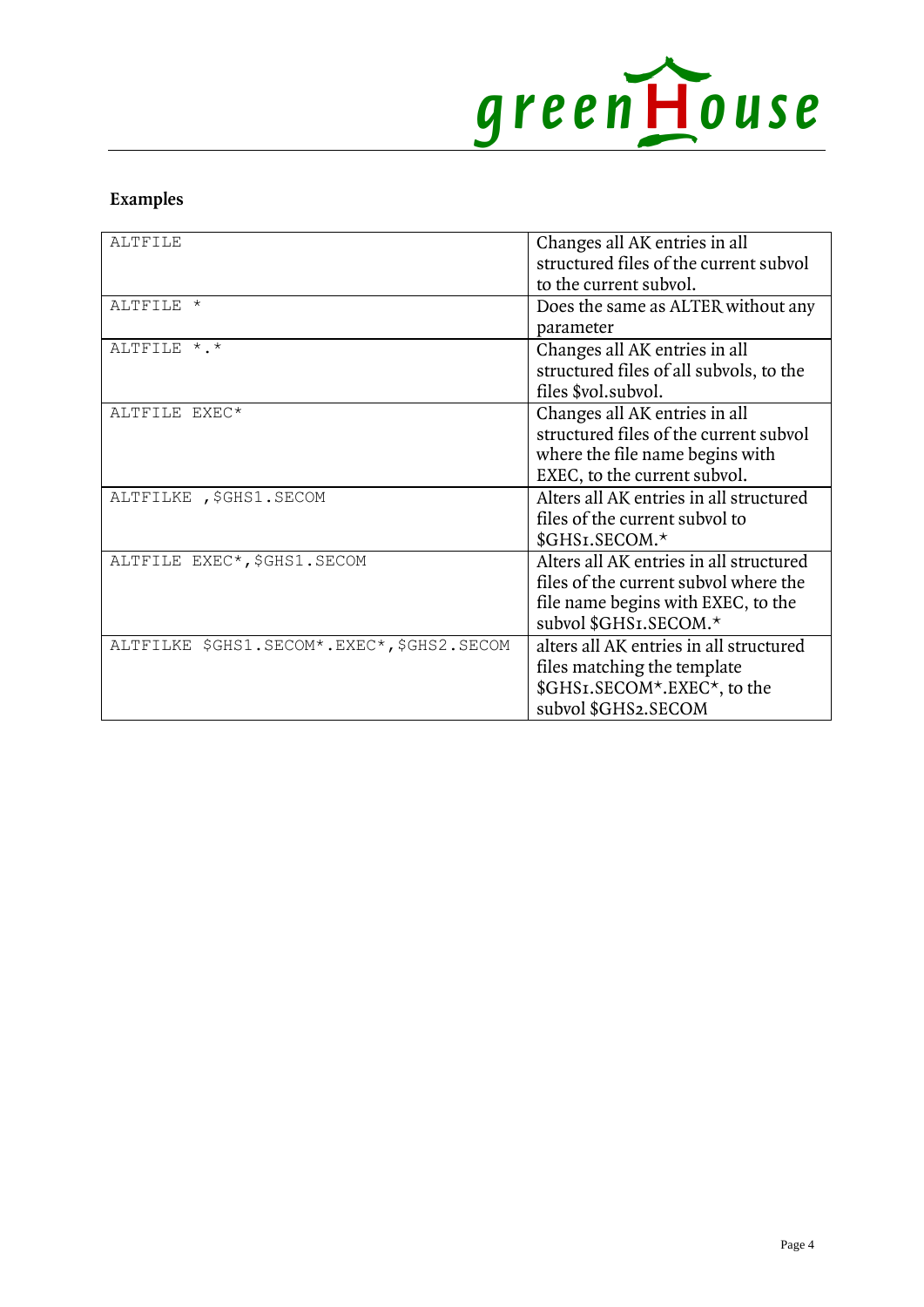## Examples

| | |
|---|---|
| ALTFILE | Changes all AK entries in all structured files of the current subvol to the current subvol. |
| ALTFILE * | Does the same as ALTER without any parameter |
| ALTFILE *.* | Changes all AK entries in all structured files of all subvols, to the files $vol.subvol. |
| ALTFILE EXEC* | Changes all AK entries in all structured files of the current subvol where the file name begins with EXEC, to the current subvol. |
| ALTFILKE ,$GHS1.SECOM | Alters all AK entries in all structured files of the current subvol to $GHS1.SECOM.* |
| ALTFILE EXEC*,$GHS1.SECOM | Alters all AK entries in all structured files of the current subvol where the file name begins with EXEC, to the subvol $GHS1.SECOM.* |
| ALTFILKE $GHS1.SECOM*.EXEC*,$GHS2.SECOM | alters all AK entries in all structured files matching the template $GHS1.SECOM*.EXEC*, to the subvol $GHS2.SECOM |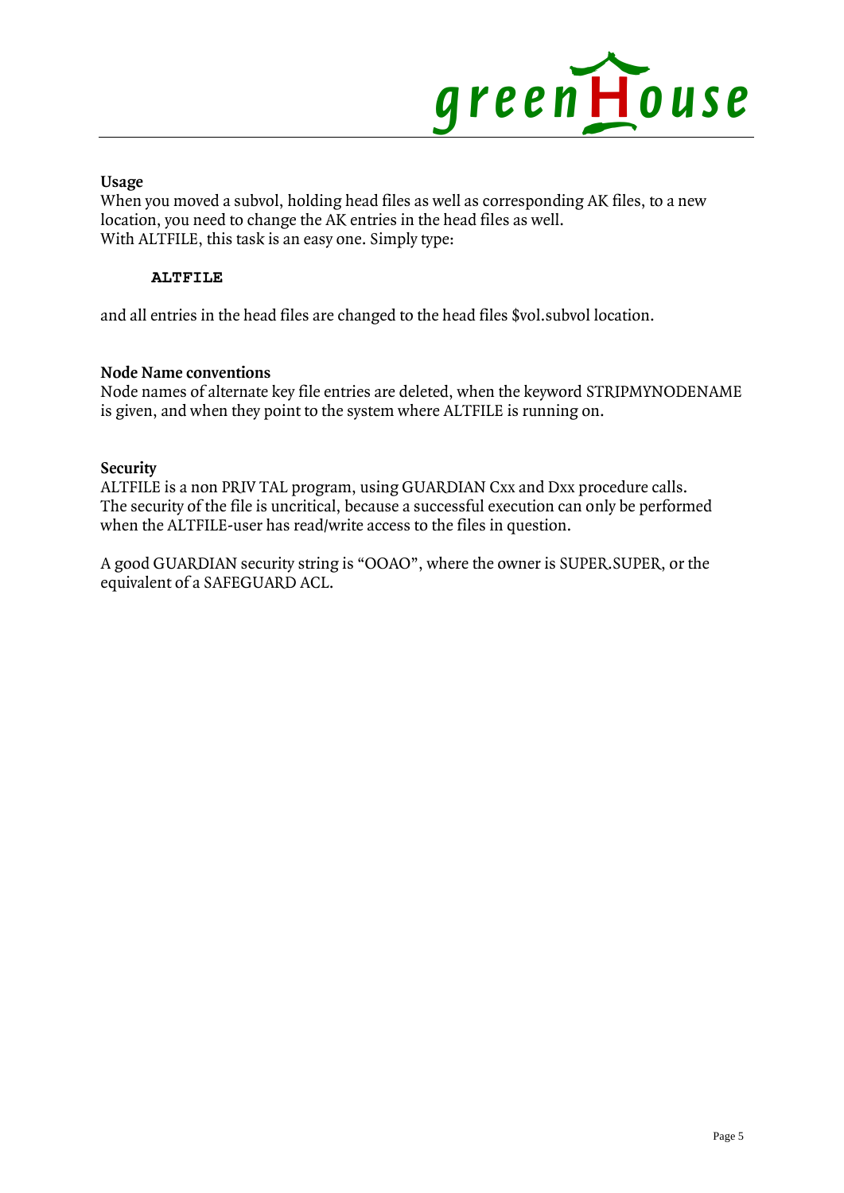**Usage**
When you moved a subvol, holding head files as well as corresponding AK files, to a new location, you need to change the AK entries in the head files as well.
With ALTFILE, this task is an easy one. Simply type:

```
ALTFILE
```

and all entries in the head files are changed to the head files $vol.subvol location.

**Node Name conventions**
Node names of alternate key file entries are deleted, when the keyword STRIPMYNODENAME is given, and when they point to the system where ALTFILE is running on.

**Security**
ALTFILE is a non PRIV TAL program, using GUARDIAN Cxx and Dxx procedure calls.
The security of the file is uncritical, because a successful execution can only be performed when the ALTFILE-user has read/write access to the files in question.

A good GUARDIAN security string is “OOAO”, where the owner is SUPER.SUPER, or the equivalent of a SAFEGUARD ACL.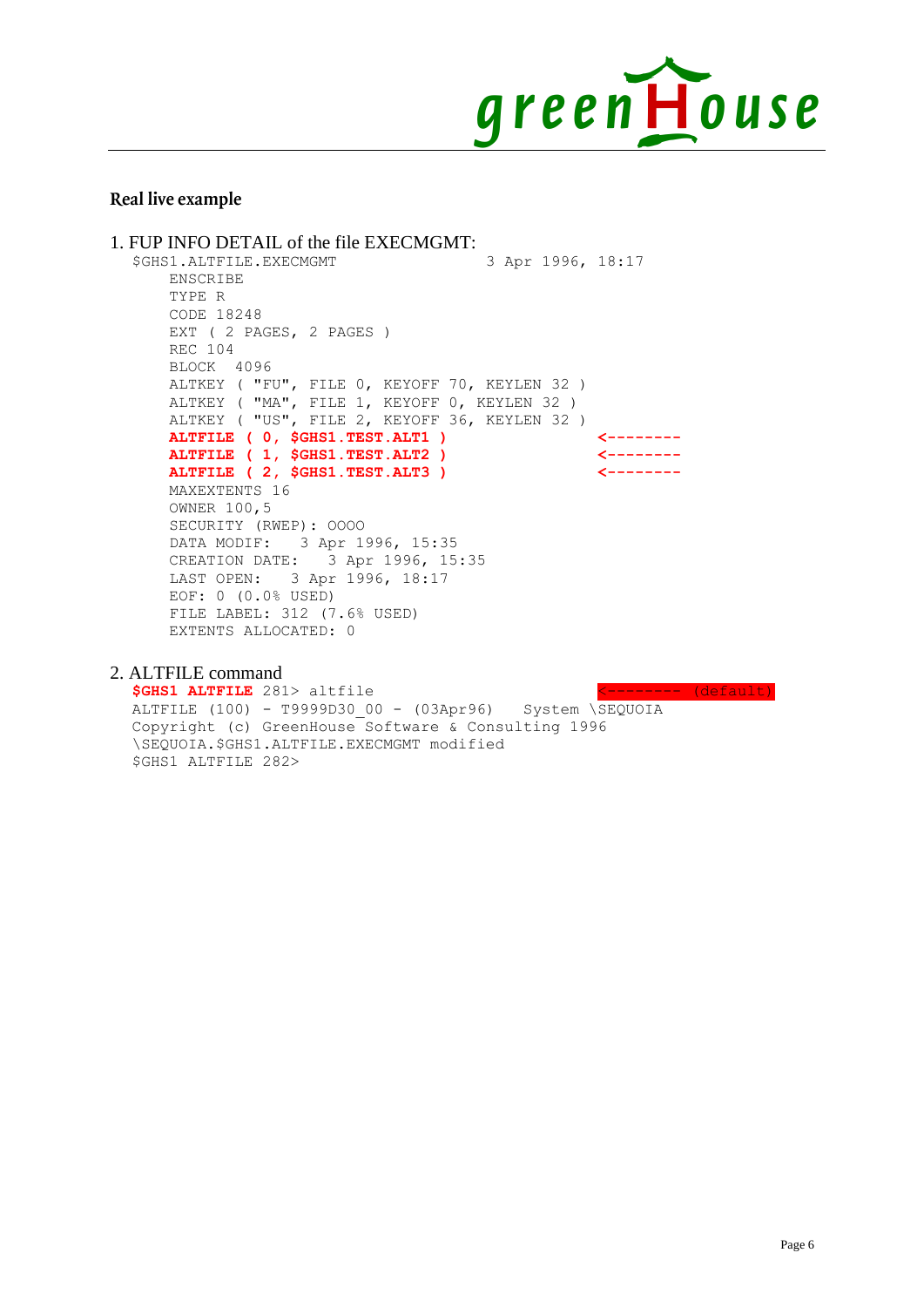## Real live example

1. FUP INFO DETAIL of the file EXECMGMT:

```
$GHS1.ALTFILE.EXECMGMT                    3 Apr 1996, 18:17
    ENSCRIBE
    TYPE R
    CODE 18248
    EXT ( 2 PAGES, 2 PAGES )
    REC 104
    BLOCK  4096
    ALTKEY ( "FU", FILE 0, KEYOFF 70, KEYLEN 32 )
    ALTKEY ( "MA", FILE 1, KEYOFF 0, KEYLEN 32 )
    ALTKEY ( "US", FILE 2, KEYOFF 36, KEYLEN 32 )
    ALTFILE ( 0, $GHS1.TEST.ALT1 )                  <--------
    ALTFILE ( 1, $GHS1.TEST.ALT2 )                  <--------
    ALTFILE ( 2, $GHS1.TEST.ALT3 )                  <--------
    MAXEXTENTS 16
    OWNER 100,5
    SECURITY (RWEP): OOOO
    DATA MODIF:   3 Apr 1996, 15:35
    CREATION DATE:   3 Apr 1996, 15:35
    LAST OPEN:   3 Apr 1996, 18:17
    EOF: 0 (0.0% USED)
    FILE LABEL: 312 (7.6% USED)
    EXTENTS ALLOCATED: 0
```

2. ALTFILE command

```
$GHS1 ALTFILE 281> altfile                          <-------- (default)
ALTFILE (100) - T9999D30_00 - (03Apr96)   System \SEQUOIA
Copyright (c) GreenHouse Software & Consulting 1996
\SEQUOIA.$GHS1.ALTFILE.EXECMGMT modified
$GHS1 ALTFILE 282>
```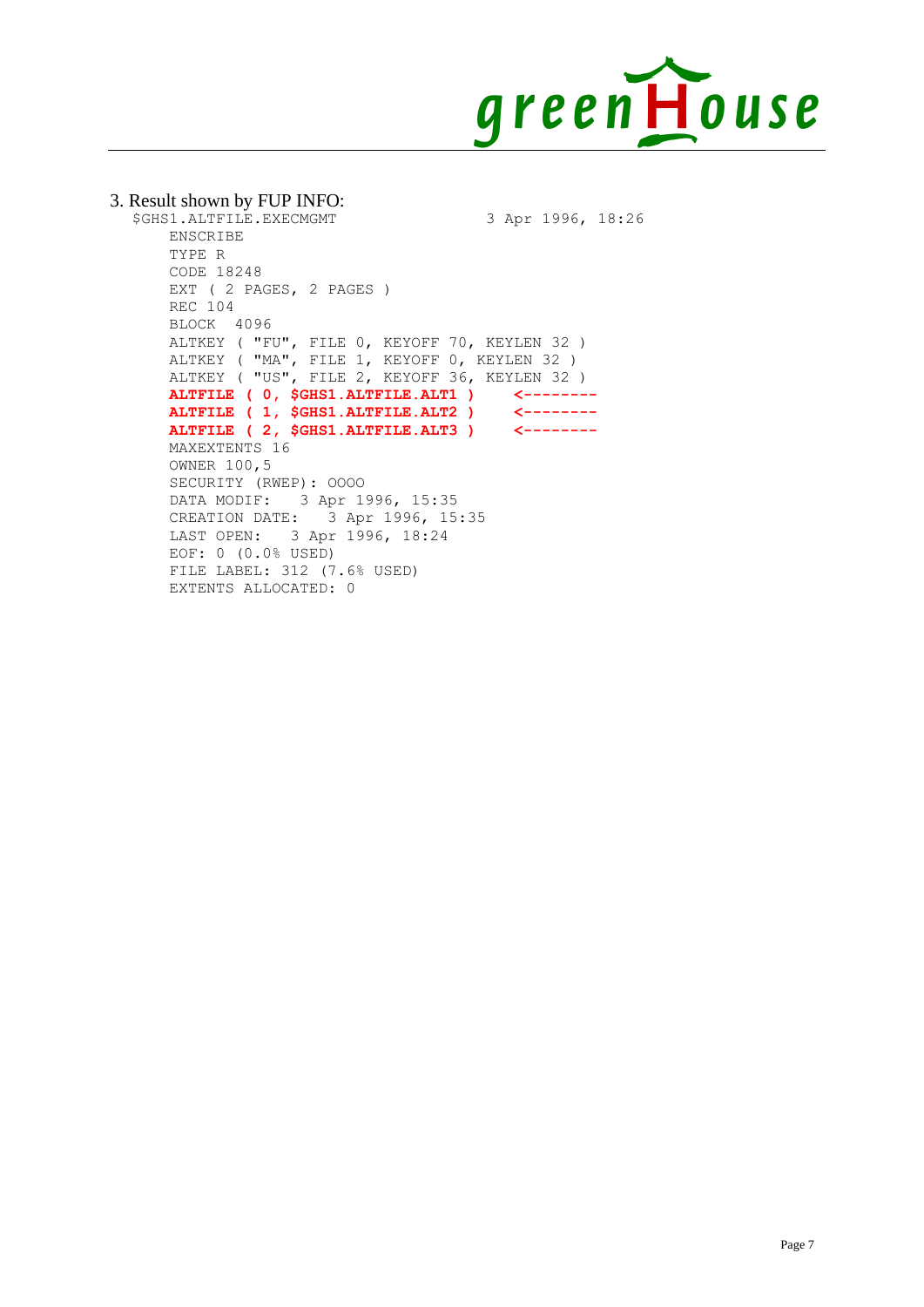3. Result shown by FUP INFO:

```
$GHS1.ALTFILE.EXECMGMT                         3 Apr 1996, 18:26
    ENSCRIBE
    TYPE R
    CODE 18248
    EXT ( 2 PAGES, 2 PAGES )
    REC 104
    BLOCK  4096
    ALTKEY ( "FU", FILE 0, KEYOFF 70, KEYLEN 32 )
    ALTKEY ( "MA", FILE 1, KEYOFF 0, KEYLEN 32 )
    ALTKEY ( "US", FILE 2, KEYOFF 36, KEYLEN 32 )
    ALTFILE ( 0, $GHS1.ALTFILE.ALT1 )     <--------
    ALTFILE ( 1, $GHS1.ALTFILE.ALT2 )     <--------
    ALTFILE ( 2, $GHS1.ALTFILE.ALT3 )     <--------
    MAXEXTENTS 16
    OWNER 100,5
    SECURITY (RWEP): OOOO
    DATA MODIF:   3 Apr 1996, 15:35
    CREATION DATE:   3 Apr 1996, 15:35
    LAST OPEN:   3 Apr 1996, 18:24
    EOF: 0 (0.0% USED)
    FILE LABEL: 312 (7.6% USED)
    EXTENTS ALLOCATED: 0
```